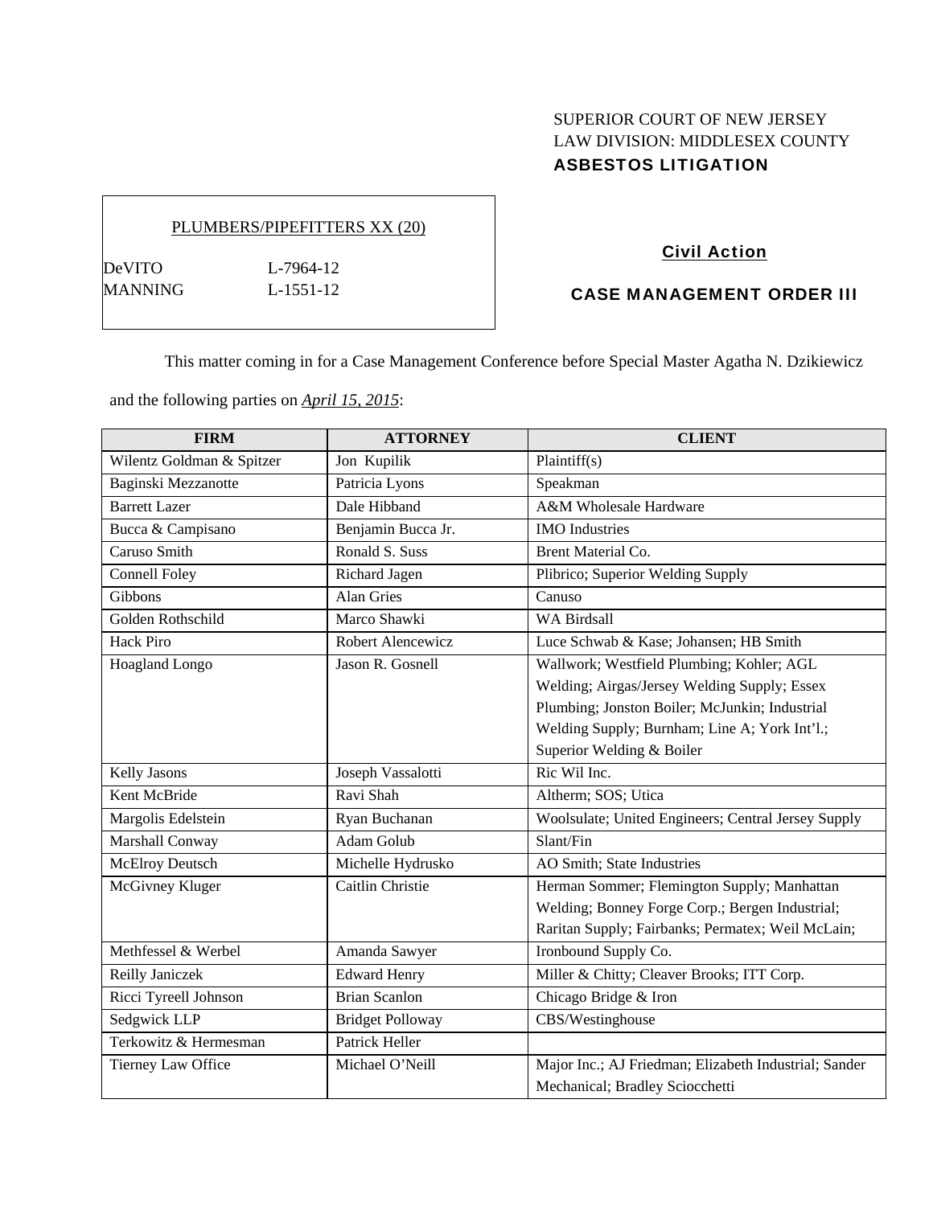SUPERIOR COURT OF NEW JERSEY
LAW DIVISION: MIDDLESEX COUNTY
**ASBESTOS LITIGATION**

| PLUMBERS/PIPEFITTERS XX (20) | |
|---|---|
| DeVITO | L-7964-12 |
| MANNING | L-1551-12 |

**Civil Action**

**CASE MANAGEMENT ORDER III**

This matter coming in for a Case Management Conference before Special Master Agatha N. Dzikiewicz and the following parties on ***April 15, 2015***:

| FIRM | ATTORNEY | CLIENT |
|---|---|---|
| Wilentz Goldman & Spitzer | Jon Kupilik | Plaintiff(s) |
| Baginski Mezzanotte | Patricia Lyons | Speakman |
| Barrett Lazer | Dale Hibband | A&M Wholesale Hardware |
| Bucca & Campisano | Benjamin Bucca Jr. | IMO Industries |
| Caruso Smith | Ronald S. Suss | Brent Material Co. |
| Connell Foley | Richard Jagen | Plibrico; Superior Welding Supply |
| Gibbons | Alan Gries | Canuso |
| Golden Rothschild | Marco Shawki | WA Birdsall |
| Hack Piro | Robert Alencewicz | Luce Schwab & Kase; Johansen; HB Smith |
| Hoagland Longo | Jason R. Gosnell | Wallwork; Westfield Plumbing; Kohler; AGL Welding; Airgas/Jersey Welding Supply; Essex Plumbing; Jonston Boiler; McJunkin; Industrial Welding Supply; Burnham; Line A; York Int'l.; Superior Welding & Boiler |
| Kelly Jasons | Joseph Vassalotti | Ric Wil Inc. |
| Kent McBride | Ravi Shah | Altherm; SOS; Utica |
| Margolis Edelstein | Ryan Buchanan | Woolsulate; United Engineers; Central Jersey Supply |
| Marshall Conway | Adam Golub | Slant/Fin |
| McElroy Deutsch | Michelle Hydrusko | AO Smith; State Industries |
| McGivney Kluger | Caitlin Christie | Herman Sommer; Flemington Supply; Manhattan Welding; Bonney Forge Corp.; Bergen Industrial; Raritan Supply; Fairbanks; Permatex; Weil McLain; |
| Methfessel & Werbel | Amanda Sawyer | Ironbound Supply Co. |
| Reilly Janiczek | Edward Henry | Miller & Chitty; Cleaver Brooks; ITT Corp. |
| Ricci Tyreell Johnson | Brian Scanlon | Chicago Bridge & Iron |
| Sedgwick LLP | Bridget Polloway | CBS/Westinghouse |
| Terkowitz & Hermesman | Patrick Heller | |
| Tierney Law Office | Michael O'Neill | Major Inc.; AJ Friedman; Elizabeth Industrial; Sander Mechanical; Bradley Sciocchetti |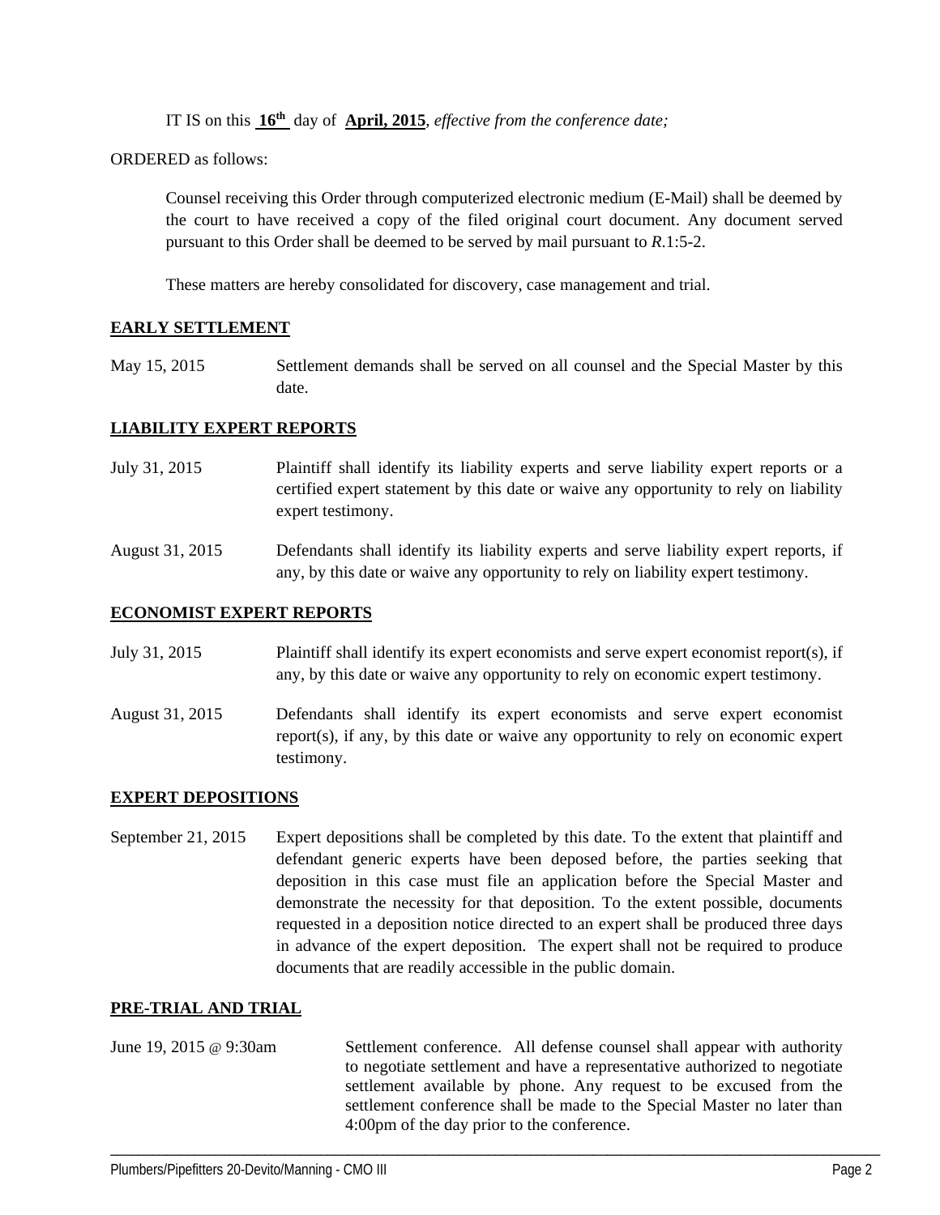IT IS on this **16th** day of **April, 2015**, *effective from the conference date;*

ORDERED as follows:

Counsel receiving this Order through computerized electronic medium (E-Mail) shall be deemed by the court to have received a copy of the filed original court document. Any document served pursuant to this Order shall be deemed to be served by mail pursuant to *R*.1:5-2.

These matters are hereby consolidated for discovery, case management and trial.

**EARLY SETTLEMENT**

May 15, 2015 — Settlement demands shall be served on all counsel and the Special Master by this date.

**LIABILITY EXPERT REPORTS**

July 31, 2015 — Plaintiff shall identify its liability experts and serve liability expert reports or a certified expert statement by this date or waive any opportunity to rely on liability expert testimony.

August 31, 2015 — Defendants shall identify its liability experts and serve liability expert reports, if any, by this date or waive any opportunity to rely on liability expert testimony.

**ECONOMIST EXPERT REPORTS**

July 31, 2015 — Plaintiff shall identify its expert economists and serve expert economist report(s), if any, by this date or waive any opportunity to rely on economic expert testimony.

August 31, 2015 — Defendants shall identify its expert economists and serve expert economist report(s), if any, by this date or waive any opportunity to rely on economic expert testimony.

**EXPERT DEPOSITIONS**

September 21, 2015 — Expert depositions shall be completed by this date. To the extent that plaintiff and defendant generic experts have been deposed before, the parties seeking that deposition in this case must file an application before the Special Master and demonstrate the necessity for that deposition. To the extent possible, documents requested in a deposition notice directed to an expert shall be produced three days in advance of the expert deposition. The expert shall not be required to produce documents that are readily accessible in the public domain.

**PRE-TRIAL AND TRIAL**

June 19, 2015 @ 9:30am — Settlement conference. All defense counsel shall appear with authority to negotiate settlement and have a representative authorized to negotiate settlement available by phone. Any request to be excused from the settlement conference shall be made to the Special Master no later than 4:00pm of the day prior to the conference.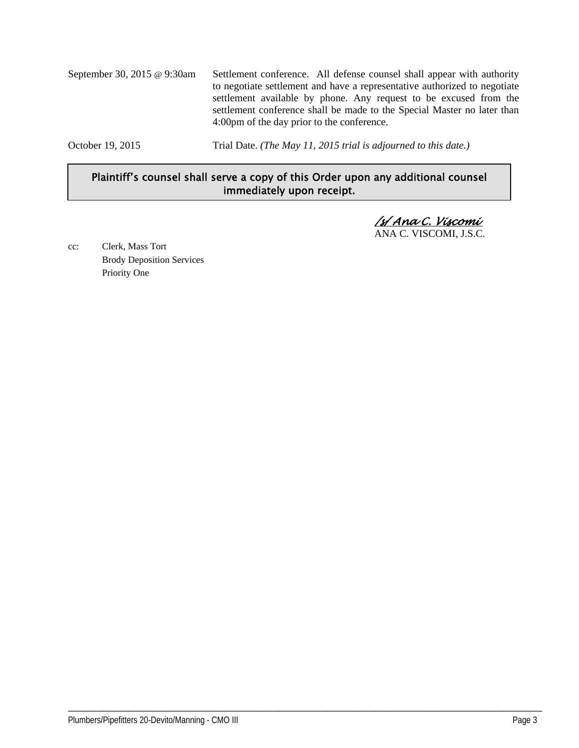| | |
|---|---|
| September 30, 2015 @ 9:30am | Settlement conference. All defense counsel shall appear with authority to negotiate settlement and have a representative authorized to negotiate settlement available by phone. Any request to be excused from the settlement conference shall be made to the Special Master no later than 4:00pm of the day prior to the conference. |
| October 19, 2015 | Trial Date. *(The May 11, 2015 trial is adjourned to this date.)* |

**Plaintiff's counsel shall serve a copy of this Order upon any additional counsel immediately upon receipt.**

*/s/ Ana C. Viscomi*
ANA C. VISCOMI, J.S.C.

cc: Clerk, Mass Tort
Brody Deposition Services
Priority One